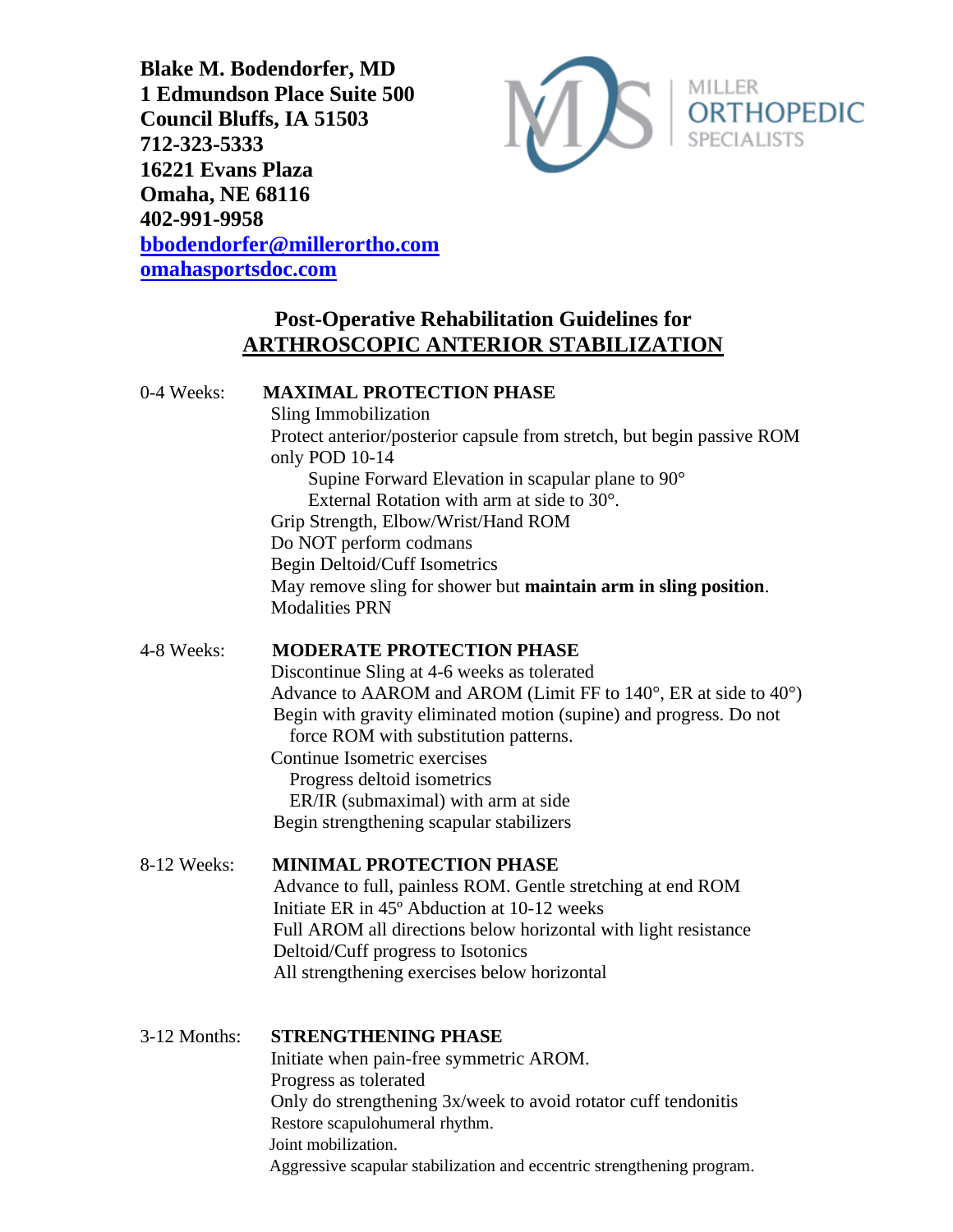**Blake M. Bodendorfer, MD**
**1 Edmundson Place Suite 500**
**Council Bluffs, IA 51503**
**712-323-5333**
**16221 Evans Plaza**
**Omaha, NE 68116**
**402-991-9958**
**[bbodendorfer@millerortho.com](mailto:bbodendorfer@millerortho.com)**
**[omahasportsdoc.com](http://omahasportsdoc.com)**

MILLER ORTHOPEDIC SPECIALISTS

## Post-Operative Rehabilitation Guidelines for ARTHROSCOPIC ANTERIOR STABILIZATION

**0-4 Weeks: MAXIMAL PROTECTION PHASE**

- Sling Immobilization
- Protect anterior/posterior capsule from stretch, but begin passive ROM only POD 10-14
  - Supine Forward Elevation in scapular plane to 90°
  - External Rotation with arm at side to 30°.
- Grip Strength, Elbow/Wrist/Hand ROM
- Do NOT perform codmans
- Begin Deltoid/Cuff Isometrics
- May remove sling for shower but **maintain arm in sling position**.
- Modalities PRN

**4-8 Weeks: MODERATE PROTECTION PHASE**

- Discontinue Sling at 4-6 weeks as tolerated
- Advance to AAROM and AROM (Limit FF to 140°, ER at side to 40°)
- Begin with gravity eliminated motion (supine) and progress. Do not force ROM with substitution patterns.
- Continue Isometric exercises
  - Progress deltoid isometrics
  - ER/IR (submaximal) with arm at side
- Begin strengthening scapular stabilizers

**8-12 Weeks: MINIMAL PROTECTION PHASE**

- Advance to full, painless ROM. Gentle stretching at end ROM
- Initiate ER in 45º Abduction at 10-12 weeks
- Full AROM all directions below horizontal with light resistance
- Deltoid/Cuff progress to Isotonics
- All strengthening exercises below horizontal

**3-12 Months: STRENGTHENING PHASE**

- Initiate when pain-free symmetric AROM.
- Progress as tolerated
- Only do strengthening 3x/week to avoid rotator cuff tendonitis
- Restore scapulohumeral rhythm.
- Joint mobilization.
- Aggressive scapular stabilization and eccentric strengthening program.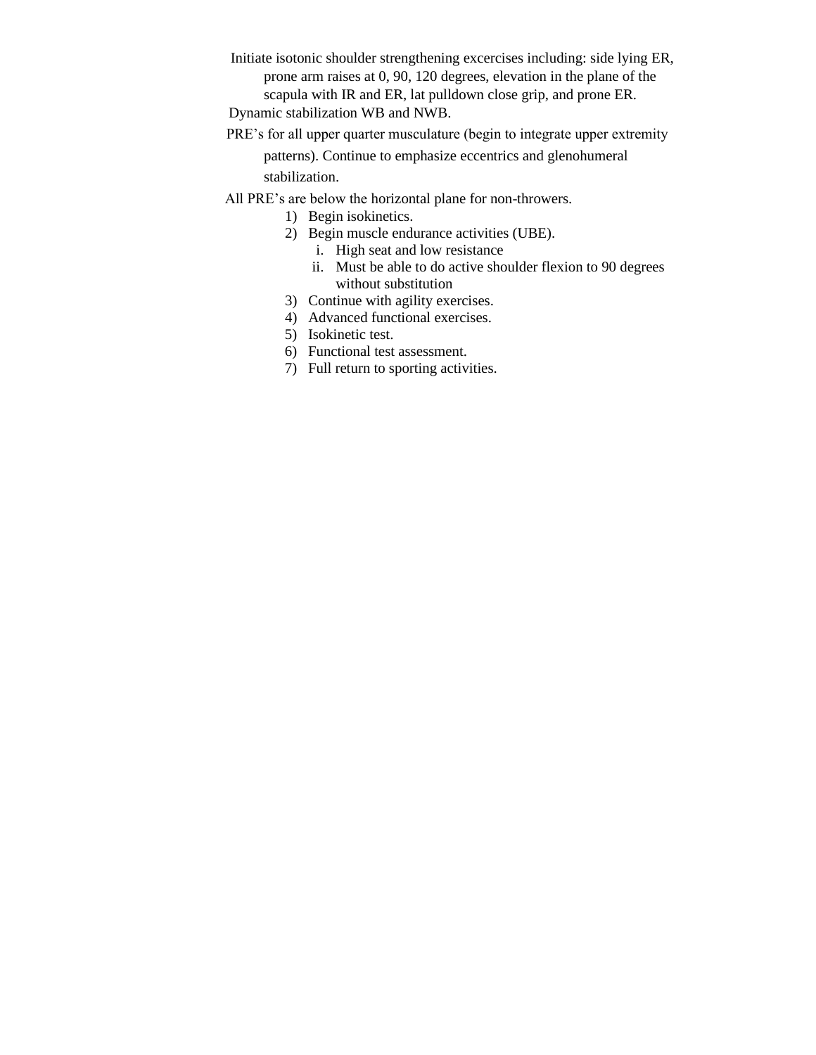Initiate isotonic shoulder strengthening excercises including: side lying ER, prone arm raises at 0, 90, 120 degrees, elevation in the plane of the scapula with IR and ER, lat pulldown close grip, and prone ER.

Dynamic stabilization WB and NWB.

PRE's for all upper quarter musculature (begin to integrate upper extremity patterns). Continue to emphasize eccentrics and glenohumeral stabilization.

All PRE's are below the horizontal plane for non-throwers.

1) Begin isokinetics.
2) Begin muscle endurance activities (UBE).
   i. High seat and low resistance
   ii. Must be able to do active shoulder flexion to 90 degrees without substitution
3) Continue with agility exercises.
4) Advanced functional exercises.
5) Isokinetic test.
6) Functional test assessment.
7) Full return to sporting activities.